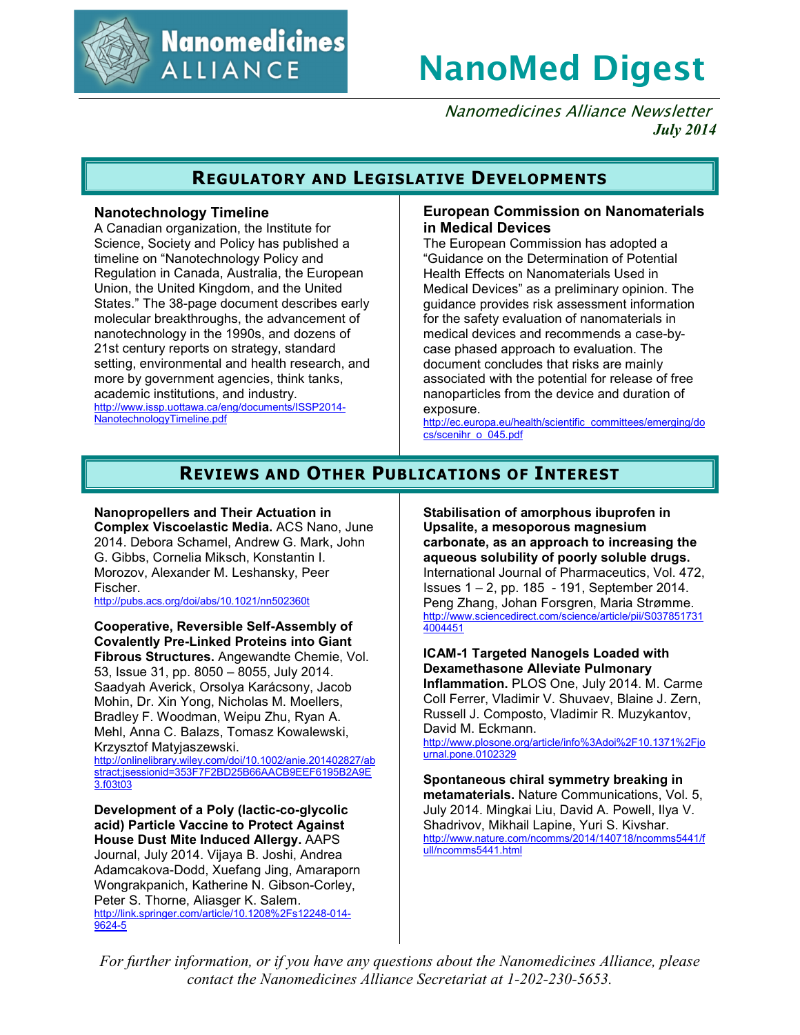# NanoMed Digest

*Nanomedicines Alliance Newsletter*
***July 2014***

## Regulatory and Legislative Developments

### Nanotechnology Timeline

A Canadian organization, the Institute for Science, Society and Policy has published a timeline on "Nanotechnology Policy and Regulation in Canada, Australia, the European Union, the United Kingdom, and the United States." The 38-page document describes early molecular breakthroughs, the advancement of nanotechnology in the 1990s, and dozens of 21st century reports on strategy, standard setting, environmental and health research, and more by government agencies, think tanks, academic institutions, and industry.
http://www.issp.uottawa.ca/eng/documents/ISSP2014-NanotechnologyTimeline.pdf

### European Commission on Nanomaterials in Medical Devices

The European Commission has adopted a "Guidance on the Determination of Potential Health Effects on Nanomaterials Used in Medical Devices" as a preliminary opinion. The guidance provides risk assessment information for the safety evaluation of nanomaterials in medical devices and recommends a case-by-case phased approach to evaluation. The document concludes that risks are mainly associated with the potential for release of free nanoparticles from the device and duration of exposure.
http://ec.europa.eu/health/scientific_committees/emerging/docs/scenihr_o_045.pdf

## Reviews and Other Publications of Interest

**Nanopropellers and Their Actuation in Complex Viscoelastic Media.** ACS Nano, June 2014. Debora Schamel, Andrew G. Mark, John G. Gibbs, Cornelia Miksch, Konstantin I. Morozov, Alexander M. Leshansky, Peer Fischer.
http://pubs.acs.org/doi/abs/10.1021/nn502360t

**Cooperative, Reversible Self-Assembly of Covalently Pre-Linked Proteins into Giant Fibrous Structures.** Angewandte Chemie, Vol. 53, Issue 31, pp. 8050 – 8055, July 2014. Saadyah Averick, Orsolya Karácsony, Jacob Mohin, Dr. Xin Yong, Nicholas M. Moellers, Bradley F. Woodman, Weipu Zhu, Ryan A. Mehl, Anna C. Balazs, Tomasz Kowalewski, Krzysztof Matyjaszewski.
http://onlinelibrary.wiley.com/doi/10.1002/anie.201402827/abstract;jsessionid=353F7F2BD25B66AACB9EEF6195B2A9E3.f03t03

**Development of a Poly (lactic-co-glycolic acid) Particle Vaccine to Protect Against House Dust Mite Induced Allergy.** AAPS Journal, July 2014. Vijaya B. Joshi, Andrea Adamcakova-Dodd, Xuefang Jing, Amaraporn Wongrakpanich, Katherine N. Gibson-Corley, Peter S. Thorne, Aliasger K. Salem.
http://link.springer.com/article/10.1208%2Fs12248-014-9624-5

**Stabilisation of amorphous ibuprofen in Upsalite, a mesoporous magnesium carbonate, as an approach to increasing the aqueous solubility of poorly soluble drugs.** International Journal of Pharmaceutics, Vol. 472, Issues 1 – 2, pp. 185 - 191, September 2014. Peng Zhang, Johan Forsgren, Maria Strømme.
http://www.sciencedirect.com/science/article/pii/S0378517314004451

**ICAM-1 Targeted Nanogels Loaded with Dexamethasone Alleviate Pulmonary Inflammation.** PLOS One, July 2014. M. Carme Coll Ferrer, Vladimir V. Shuvaev, Blaine J. Zern, Russell J. Composto, Vladimir R. Muzykantov, David M. Eckmann.
http://www.plosone.org/article/info%3Adoi%2F10.1371%2Fjournal.pone.0102329

**Spontaneous chiral symmetry breaking in metamaterials.** Nature Communications, Vol. 5, July 2014. Mingkai Liu, David A. Powell, Ilya V. Shadrivov, Mikhail Lapine, Yuri S. Kivshar.
http://www.nature.com/ncomms/2014/140718/ncomms5441/full/ncomms5441.html

*For further information, or if you have any questions about the Nanomedicines Alliance, please contact the Nanomedicines Alliance Secretariat at 1-202-230-5653.*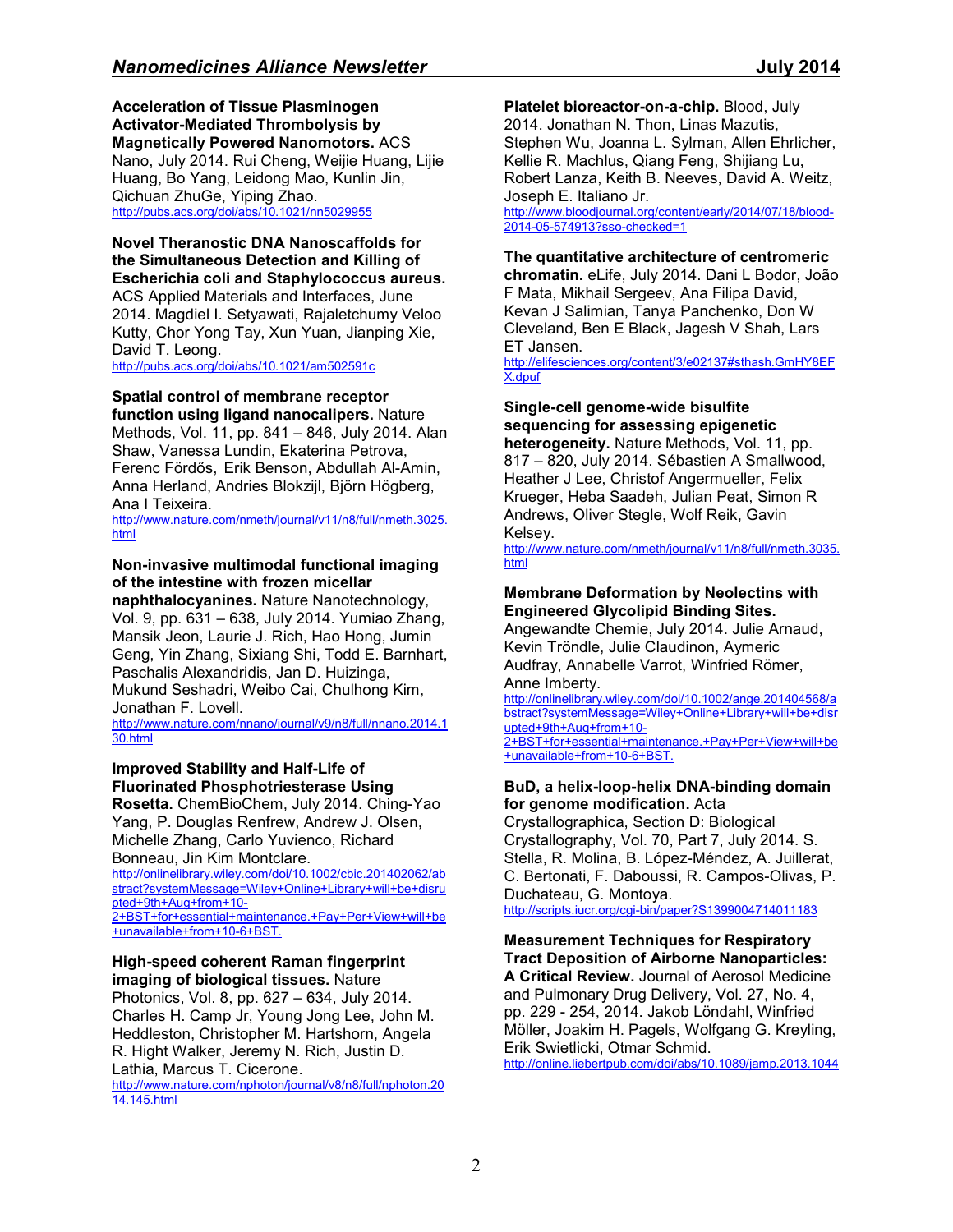**Acceleration of Tissue Plasminogen Activator-Mediated Thrombolysis by Magnetically Powered Nanomotors.** ACS Nano, July 2014. Rui Cheng, Weijie Huang, Lijie Huang, Bo Yang, Leidong Mao, Kunlin Jin, Qichuan ZhuGe, Yiping Zhao.
http://pubs.acs.org/doi/abs/10.1021/nn5029955

**Novel Theranostic DNA Nanoscaffolds for the Simultaneous Detection and Killing of Escherichia coli and Staphylococcus aureus.** ACS Applied Materials and Interfaces, June 2014. Magdiel I. Setyawati, Rajaletchumy Veloo Kutty, Chor Yong Tay, Xun Yuan, Jianping Xie, David T. Leong.
http://pubs.acs.org/doi/abs/10.1021/am502591c

**Spatial control of membrane receptor function using ligand nanocalipers.** Nature Methods, Vol. 11, pp. 841 – 846, July 2014. Alan Shaw, Vanessa Lundin, Ekaterina Petrova, Ferenc Fördős, Erik Benson, Abdullah Al-Amin, Anna Herland, Andries Blokzijl, Björn Högberg, Ana I Teixeira.
http://www.nature.com/nmeth/journal/v11/n8/full/nmeth.3025.html

**Non-invasive multimodal functional imaging of the intestine with frozen micellar naphthalocyanines.** Nature Nanotechnology, Vol. 9, pp. 631 – 638, July 2014. Yumiao Zhang, Mansik Jeon, Laurie J. Rich, Hao Hong, Jumin Geng, Yin Zhang, Sixiang Shi, Todd E. Barnhart, Paschalis Alexandridis, Jan D. Huizinga, Mukund Seshadri, Weibo Cai, Chulhong Kim, Jonathan F. Lovell.
http://www.nature.com/nnano/journal/v9/n8/full/nnano.2014.130.html

**Improved Stability and Half-Life of Fluorinated Phosphotriesterase Using Rosetta.** ChemBioChem, July 2014. Ching-Yao Yang, P. Douglas Renfrew, Andrew J. Olsen, Michelle Zhang, Carlo Yuvienco, Richard Bonneau, Jin Kim Montclare.
http://onlinelibrary.wiley.com/doi/10.1002/cbic.201402062/abstract?systemMessage=Wiley+Online+Library+will+be+disrupted+9th+Aug+from+10-2+BST+for+essential+maintenance.+Pay+Per+View+will+be+unavailable+from+10-6+BST.

**High-speed coherent Raman fingerprint imaging of biological tissues.** Nature Photonics, Vol. 8, pp. 627 – 634, July 2014. Charles H. Camp Jr, Young Jong Lee, John M. Heddleston, Christopher M. Hartshorn, Angela R. Hight Walker, Jeremy N. Rich, Justin D. Lathia, Marcus T. Cicerone.
http://www.nature.com/nphoton/journal/v8/n8/full/nphoton.2014.145.html

**Platelet bioreactor-on-a-chip.** Blood, July 2014. Jonathan N. Thon, Linas Mazutis, Stephen Wu, Joanna L. Sylman, Allen Ehrlicher, Kellie R. Machlus, Qiang Feng, Shijiang Lu, Robert Lanza, Keith B. Neeves, David A. Weitz, Joseph E. Italiano Jr.
http://www.bloodjournal.org/content/early/2014/07/18/blood-2014-05-574913?sso-checked=1

**The quantitative architecture of centromeric chromatin.** eLife, July 2014. Dani L Bodor, João F Mata, Mikhail Sergeev, Ana Filipa David, Kevan J Salimian, Tanya Panchenko, Don W Cleveland, Ben E Black, Jagesh V Shah, Lars ET Jansen.
http://elifesciences.org/content/3/e02137#sthash.GmHY8EFX.dpuf

**Single-cell genome-wide bisulfite sequencing for assessing epigenetic heterogeneity.** Nature Methods, Vol. 11, pp. 817 – 820, July 2014. Sébastien A Smallwood, Heather J Lee, Christof Angermueller, Felix Krueger, Heba Saadeh, Julian Peat, Simon R Andrews, Oliver Stegle, Wolf Reik, Gavin Kelsey.
http://www.nature.com/nmeth/journal/v11/n8/full/nmeth.3035.html

**Membrane Deformation by Neolectins with Engineered Glycolipid Binding Sites.** Angewandte Chemie, July 2014. Julie Arnaud, Kevin Tröndle, Julie Claudinon, Aymeric Audfray, Annabelle Varrot, Winfried Römer, Anne Imberty.
http://onlinelibrary.wiley.com/doi/10.1002/ange.201404568/abstract?systemMessage=Wiley+Online+Library+will+be+disrupted+9th+Aug+from+10-2+BST+for+essential+maintenance.+Pay+Per+View+will+be+unavailable+from+10-6+BST.

**BuD, a helix-loop-helix DNA-binding domain for genome modification.** Acta Crystallographica, Section D: Biological Crystallography, Vol. 70, Part 7, July 2014. S. Stella, R. Molina, B. López-Méndez, A. Juillerat, C. Bertonati, F. Daboussi, R. Campos-Olivas, P. Duchateau, G. Montoya.
http://scripts.iucr.org/cgi-bin/paper?S1399004714011183

**Measurement Techniques for Respiratory Tract Deposition of Airborne Nanoparticles: A Critical Review.** Journal of Aerosol Medicine and Pulmonary Drug Delivery, Vol. 27, No. 4, pp. 229 - 254, 2014. Jakob Löndahl, Winfried Möller, Joakim H. Pagels, Wolfgang G. Kreyling, Erik Swietlicki, Otmar Schmid.
http://online.liebertpub.com/doi/abs/10.1089/jamp.2013.1044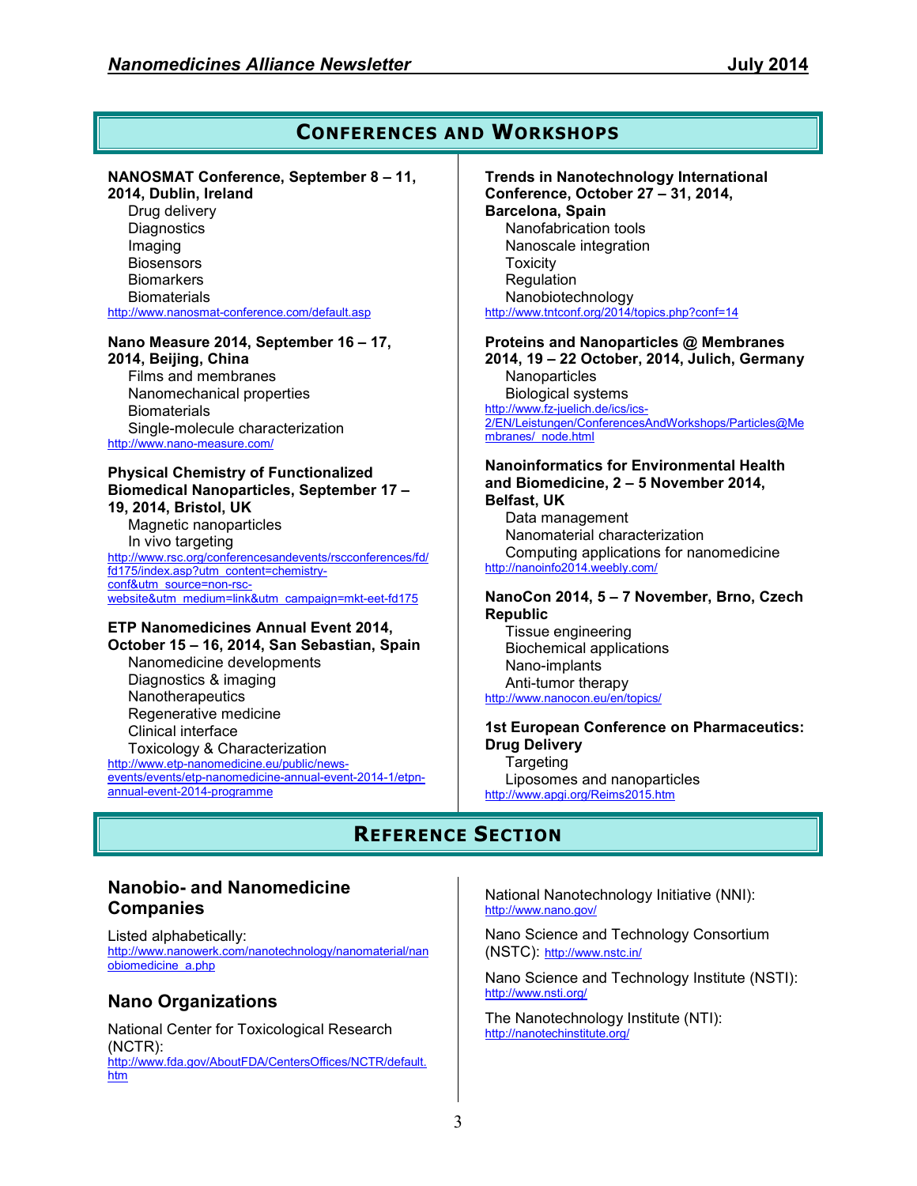## Conferences and Workshops

**NANOSMAT Conference, September 8 – 11, 2014, Dublin, Ireland**

- Drug delivery
- Diagnostics
- Imaging
- Biosensors
- Biomarkers
- Biomaterials

http://www.nanosmat-conference.com/default.asp

**Nano Measure 2014, September 16 – 17, 2014, Beijing, China**

- Films and membranes
- Nanomechanical properties
- Biomaterials
- Single-molecule characterization

http://www.nano-measure.com/

**Physical Chemistry of Functionalized Biomedical Nanoparticles, September 17 – 19, 2014, Bristol, UK**

- Magnetic nanoparticles
- In vivo targeting

http://www.rsc.org/conferencesandevents/rscconferences/fd/fd175/index.asp?utm_content=chemistry-conf&utm_source=non-rsc-website&utm_medium=link&utm_campaign=mkt-eet-fd175

**ETP Nanomedicines Annual Event 2014, October 15 – 16, 2014, San Sebastian, Spain**

- Nanomedicine developments
- Diagnostics & imaging
- Nanotherapeutics
- Regenerative medicine
- Clinical interface
- Toxicology & Characterization

http://www.etp-nanomedicine.eu/public/news-events/events/etp-nanomedicine-annual-event-2014-1/etpn-annual-event-2014-programme

**Trends in Nanotechnology International Conference, October 27 – 31, 2014, Barcelona, Spain**

- Nanofabrication tools
- Nanoscale integration
- Toxicity
- Regulation
- Nanobiotechnology

http://www.tntconf.org/2014/topics.php?conf=14

**Proteins and Nanoparticles @ Membranes 2014, 19 – 22 October, 2014, Julich, Germany**

- Nanoparticles
- Biological systems

http://www.fz-juelich.de/ics/ics-2/EN/Leistungen/ConferencesAndWorkshops/Particles@Membranes/_node.html

**Nanoinformatics for Environmental Health and Biomedicine, 2 – 5 November 2014, Belfast, UK**

- Data management
- Nanomaterial characterization
- Computing applications for nanomedicine

http://nanoinfo2014.weebly.com/

**NanoCon 2014, 5 – 7 November, Brno, Czech Republic**

- Tissue engineering
- Biochemical applications
- Nano-implants
- Anti-tumor therapy

http://www.nanocon.eu/en/topics/

**1st European Conference on Pharmaceutics: Drug Delivery**

- Targeting
- Liposomes and nanoparticles

http://www.apgi.org/Reims2015.htm

## Reference Section

### Nanobio- and Nanomedicine Companies

Listed alphabetically:
http://www.nanowerk.com/nanotechnology/nanomaterial/nanobiomedicine_a.php

### Nano Organizations

National Center for Toxicological Research (NCTR):
http://www.fda.gov/AboutFDA/CentersOffices/NCTR/default.htm

National Nanotechnology Initiative (NNI):
http://www.nano.gov/

Nano Science and Technology Consortium (NSTC): http://www.nstc.in/

Nano Science and Technology Institute (NSTI):
http://www.nsti.org/

The Nanotechnology Institute (NTI):
http://nanotechinstitute.org/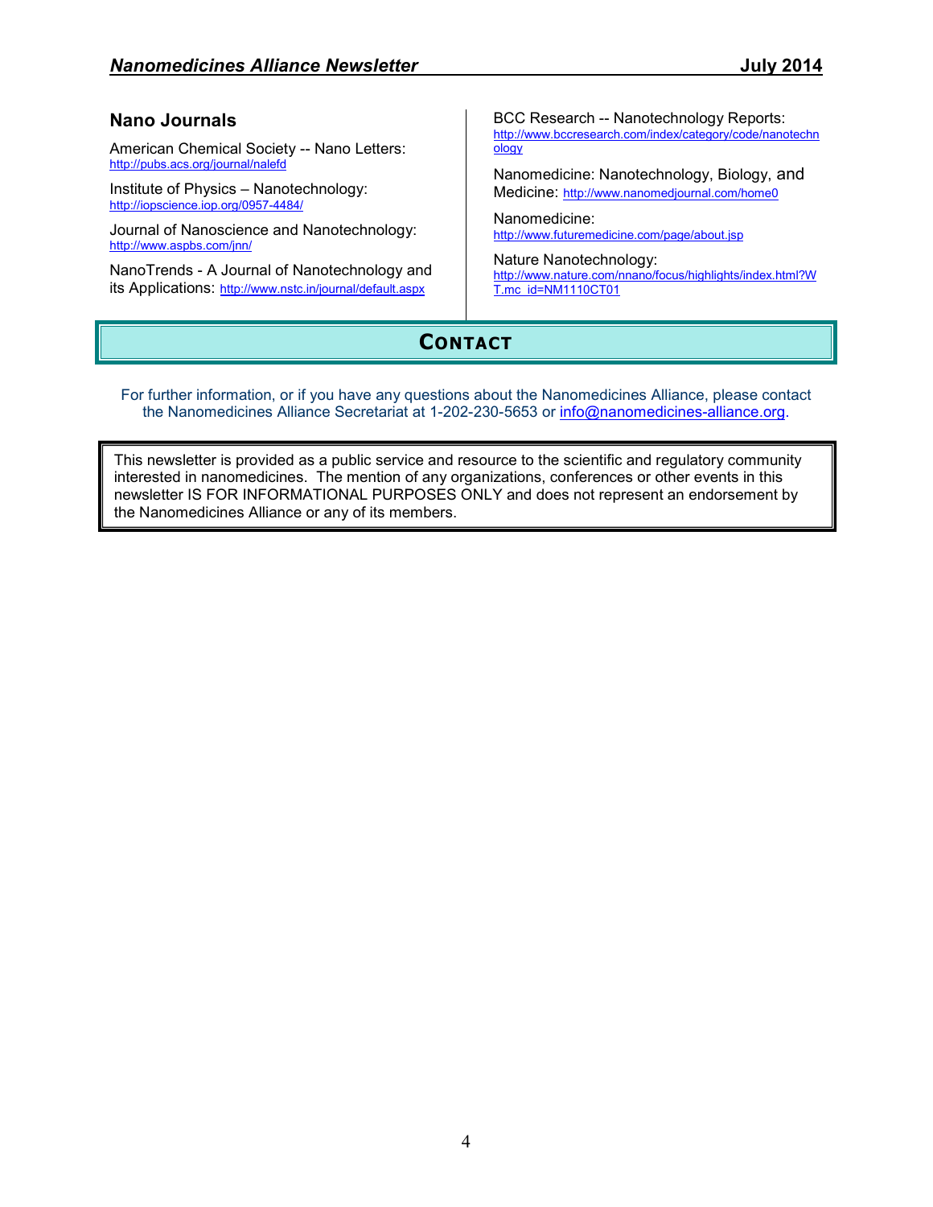## Nano Journals

American Chemical Society -- Nano Letters: http://pubs.acs.org/journal/nalefd

Institute of Physics – Nanotechnology: http://iopscience.iop.org/0957-4484/

Journal of Nanoscience and Nanotechnology: http://www.aspbs.com/jnn/

NanoTrends - A Journal of Nanotechnology and its Applications: http://www.nstc.in/journal/default.aspx

BCC Research -- Nanotechnology Reports: http://www.bccresearch.com/index/category/code/nanotechnology

Nanomedicine: Nanotechnology, Biology, and Medicine: http://www.nanomedjournal.com/home0

Nanomedicine: http://www.futuremedicine.com/page/about.jsp

Nature Nanotechnology: http://www.nature.com/nnano/focus/highlights/index.html?WT.mc_id=NM1110CT01

## Contact

For further information, or if you have any questions about the Nanomedicines Alliance, please contact the Nanomedicines Alliance Secretariat at 1-202-230-5653 or info@nanomedicines-alliance.org.

This newsletter is provided as a public service and resource to the scientific and regulatory community interested in nanomedicines. The mention of any organizations, conferences or other events in this newsletter IS FOR INFORMATIONAL PURPOSES ONLY and does not represent an endorsement by the Nanomedicines Alliance or any of its members.